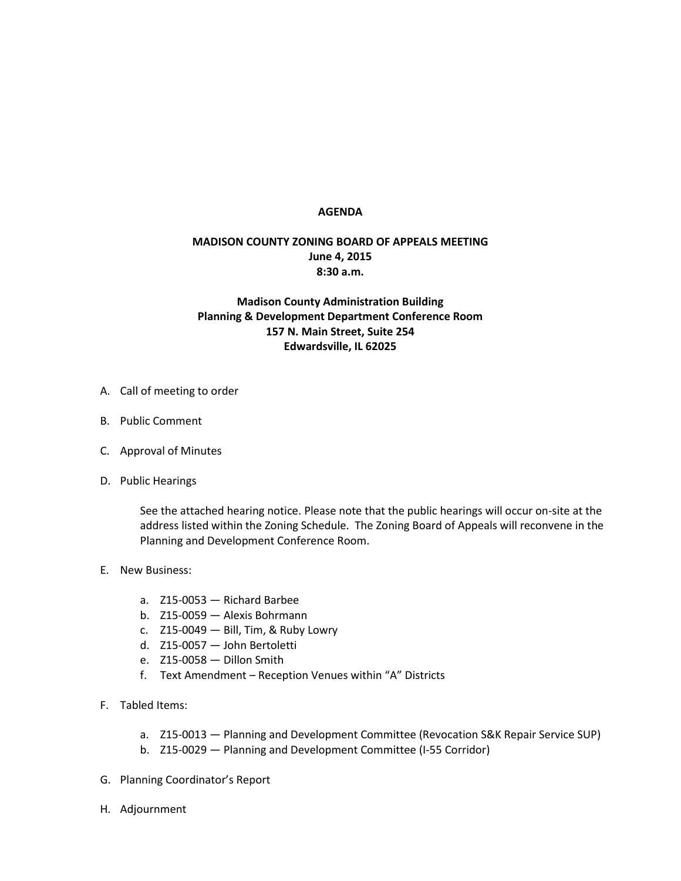# AGENDA

## MADISON COUNTY ZONING BOARD OF APPEALS MEETING
**June 4, 2015**
**8:30 a.m.**

**Madison County Administration Building**
**Planning & Development Department Conference Room**
**157 N. Main Street, Suite 254**
**Edwardsville, IL 62025**

A. Call of meeting to order

B. Public Comment

C. Approval of Minutes

D. Public Hearings

   See the attached hearing notice. Please note that the public hearings will occur on-site at the address listed within the Zoning Schedule. The Zoning Board of Appeals will reconvene in the Planning and Development Conference Room.

E. New Business:

   a. Z15-0053 — Richard Barbee
   b. Z15-0059 — Alexis Bohrmann
   c. Z15-0049 — Bill, Tim, & Ruby Lowry
   d. Z15-0057 — John Bertoletti
   e. Z15-0058 — Dillon Smith
   f. Text Amendment – Reception Venues within "A" Districts

F. Tabled Items:

   a. Z15-0013 — Planning and Development Committee (Revocation S&K Repair Service SUP)
   b. Z15-0029 — Planning and Development Committee (I-55 Corridor)

G. Planning Coordinator's Report

H. Adjournment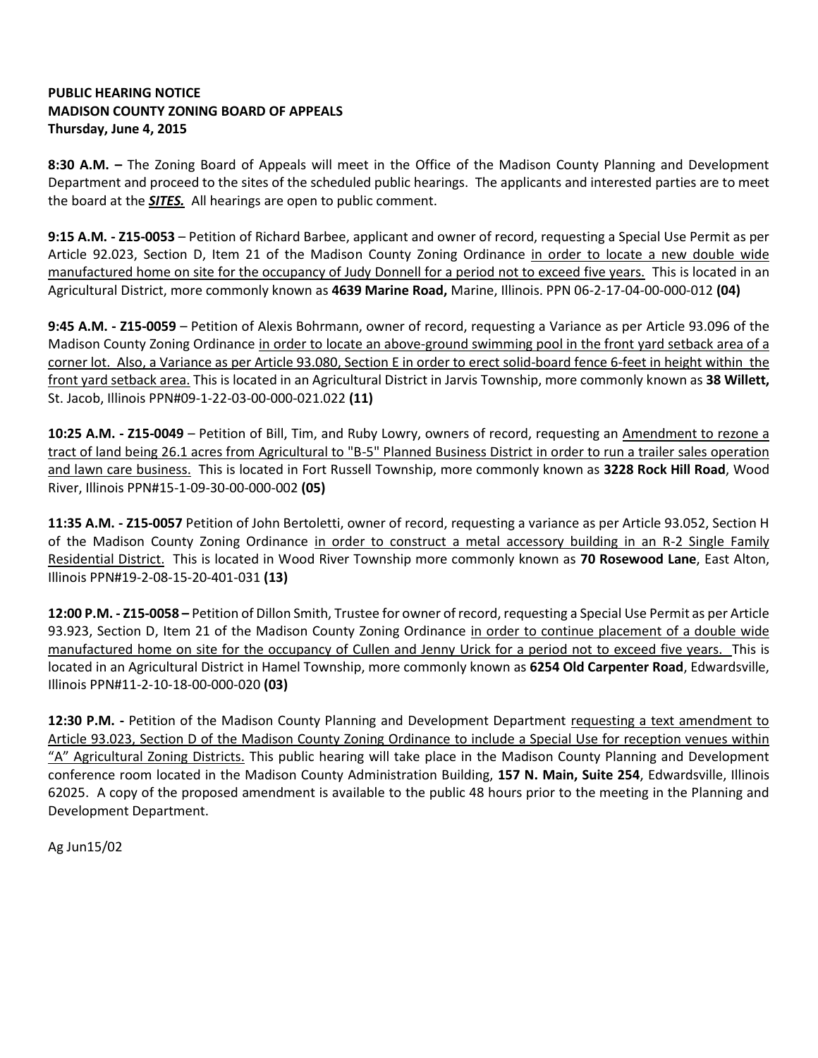**PUBLIC HEARING NOTICE**
**MADISON COUNTY ZONING BOARD OF APPEALS**
**Thursday, June 4, 2015**

**8:30 A.M. –** The Zoning Board of Appeals will meet in the Office of the Madison County Planning and Development Department and proceed to the sites of the scheduled public hearings. The applicants and interested parties are to meet the board at the ***SITES.*** All hearings are open to public comment.

**9:15 A.M. - Z15-0053** – Petition of Richard Barbee, applicant and owner of record, requesting a Special Use Permit as per Article 92.023, Section D, Item 21 of the Madison County Zoning Ordinance in order to locate a new double wide manufactured home on site for the occupancy of Judy Donnell for a period not to exceed five years. This is located in an Agricultural District, more commonly known as **4639 Marine Road,** Marine, Illinois. PPN 06-2-17-04-00-000-012 **(04)**

**9:45 A.M. - Z15-0059** – Petition of Alexis Bohrmann, owner of record, requesting a Variance as per Article 93.096 of the Madison County Zoning Ordinance in order to locate an above-ground swimming pool in the front yard setback area of a corner lot. Also, a Variance as per Article 93.080, Section E in order to erect solid-board fence 6-feet in height within the front yard setback area. This is located in an Agricultural District in Jarvis Township, more commonly known as **38 Willett,** St. Jacob, Illinois PPN#09-1-22-03-00-000-021.022 **(11)**

**10:25 A.M. - Z15-0049** – Petition of Bill, Tim, and Ruby Lowry, owners of record, requesting an Amendment to rezone a tract of land being 26.1 acres from Agricultural to "B-5" Planned Business District in order to run a trailer sales operation and lawn care business. This is located in Fort Russell Township, more commonly known as **3228 Rock Hill Road**, Wood River, Illinois PPN#15-1-09-30-00-000-002 **(05)**

**11:35 A.M. - Z15-0057** Petition of John Bertoletti, owner of record, requesting a variance as per Article 93.052, Section H of the Madison County Zoning Ordinance in order to construct a metal accessory building in an R-2 Single Family Residential District. This is located in Wood River Township more commonly known as **70 Rosewood Lane**, East Alton, Illinois PPN#19-2-08-15-20-401-031 **(13)**

**12:00 P.M. - Z15-0058 –** Petition of Dillon Smith, Trustee for owner of record, requesting a Special Use Permit as per Article 93.923, Section D, Item 21 of the Madison County Zoning Ordinance in order to continue placement of a double wide manufactured home on site for the occupancy of Cullen and Jenny Urick for a period not to exceed five years. This is located in an Agricultural District in Hamel Township, more commonly known as **6254 Old Carpenter Road**, Edwardsville, Illinois PPN#11-2-10-18-00-000-020 **(03)**

**12:30 P.M. -** Petition of the Madison County Planning and Development Department requesting a text amendment to Article 93.023, Section D of the Madison County Zoning Ordinance to include a Special Use for reception venues within "A" Agricultural Zoning Districts. This public hearing will take place in the Madison County Planning and Development conference room located in the Madison County Administration Building, **157 N. Main, Suite 254**, Edwardsville, Illinois 62025. A copy of the proposed amendment is available to the public 48 hours prior to the meeting in the Planning and Development Department.

Ag Jun15/02